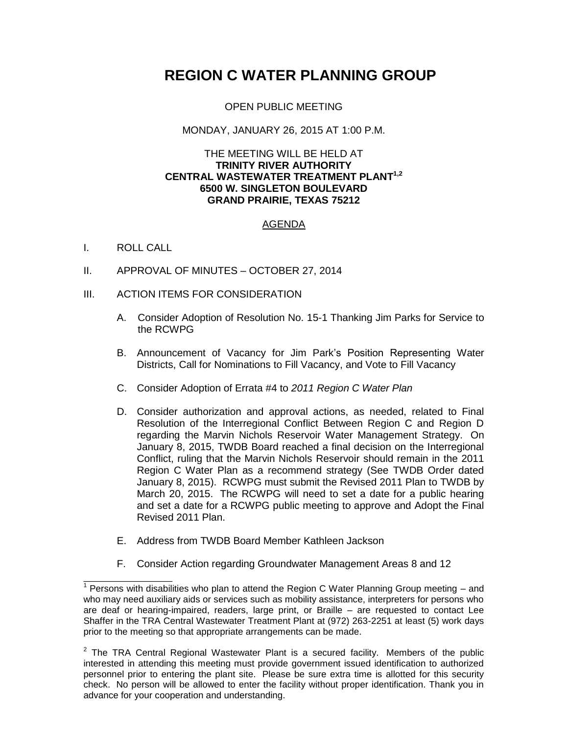# REGION C WATER PLANNING GROUP

OPEN PUBLIC MEETING

MONDAY, JANUARY 26, 2015 AT 1:00 P.M.

THE MEETING WILL BE HELD AT
**TRINITY RIVER AUTHORITY**
**CENTRAL WASTEWATER TREATMENT PLANT[1,2]**
**6500 W. SINGLETON BOULEVARD**
**GRAND PRAIRIE, TEXAS 75212**

## AGENDA

I. ROLL CALL

II. APPROVAL OF MINUTES – OCTOBER 27, 2014

III. ACTION ITEMS FOR CONSIDERATION

A. Consider Adoption of Resolution No. 15-1 Thanking Jim Parks for Service to the RCWPG

B. Announcement of Vacancy for Jim Park's Position Representing Water Districts, Call for Nominations to Fill Vacancy, and Vote to Fill Vacancy

C. Consider Adoption of Errata #4 to *2011 Region C Water Plan*

D. Consider authorization and approval actions, as needed, related to Final Resolution of the Interregional Conflict Between Region C and Region D regarding the Marvin Nichols Reservoir Water Management Strategy. On January 8, 2015, TWDB Board reached a final decision on the Interregional Conflict, ruling that the Marvin Nichols Reservoir should remain in the 2011 Region C Water Plan as a recommend strategy (See TWDB Order dated January 8, 2015). RCWPG must submit the Revised 2011 Plan to TWDB by March 20, 2015. The RCWPG will need to set a date for a public hearing and set a date for a RCWPG public meeting to approve and Adopt the Final Revised 2011 Plan.

E. Address from TWDB Board Member Kathleen Jackson

F. Consider Action regarding Groundwater Management Areas 8 and 12

---

[1] Persons with disabilities who plan to attend the Region C Water Planning Group meeting – and who may need auxiliary aids or services such as mobility assistance, interpreters for persons who are deaf or hearing-impaired, readers, large print, or Braille – are requested to contact Lee Shaffer in the TRA Central Wastewater Treatment Plant at (972) 263-2251 at least (5) work days prior to the meeting so that appropriate arrangements can be made.

[2] The TRA Central Regional Wastewater Plant is a secured facility. Members of the public interested in attending this meeting must provide government issued identification to authorized personnel prior to entering the plant site. Please be sure extra time is allotted for this security check. No person will be allowed to enter the facility without proper identification. Thank you in advance for your cooperation and understanding.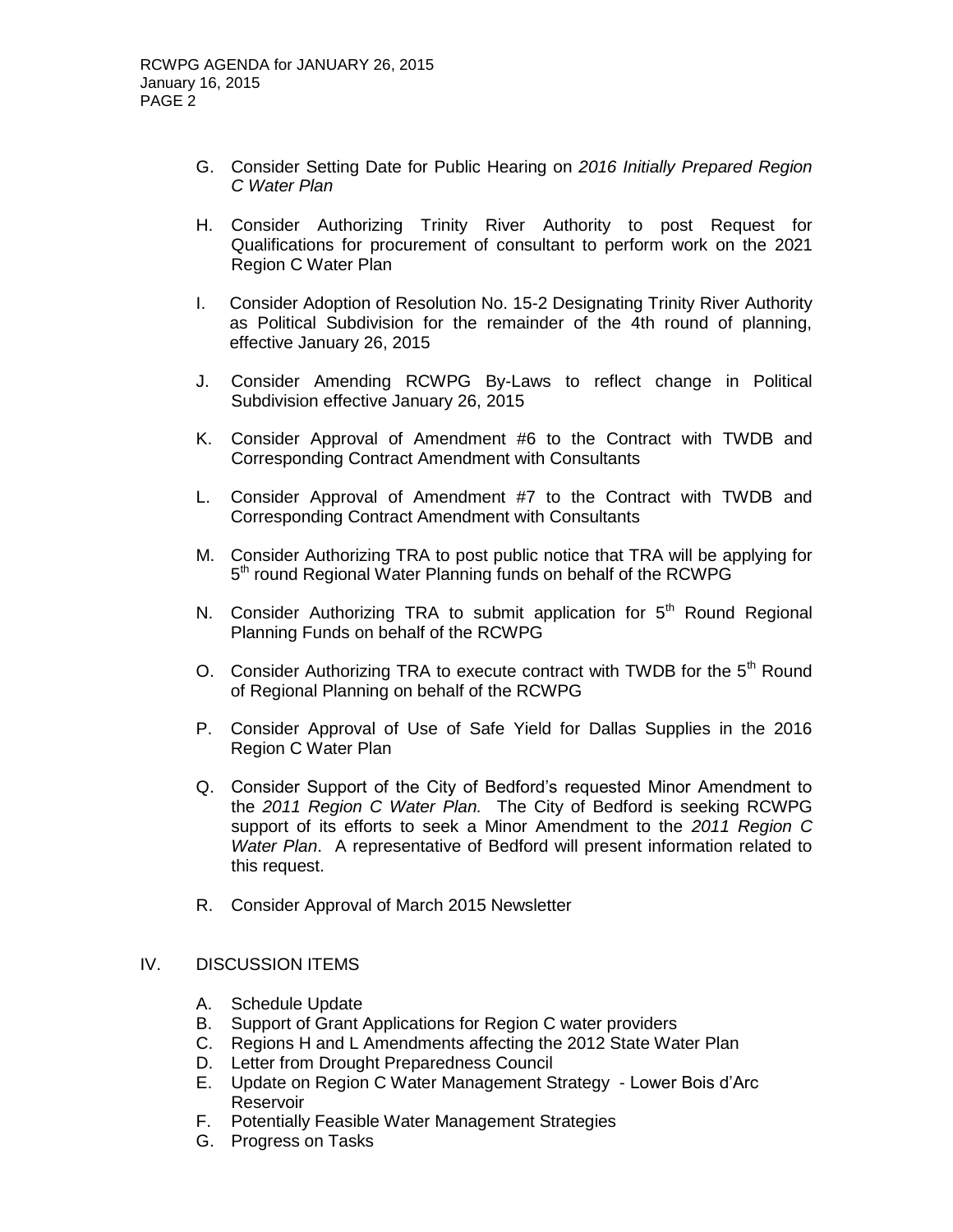G. Consider Setting Date for Public Hearing on *2016 Initially Prepared Region C Water Plan*

H. Consider Authorizing Trinity River Authority to post Request for Qualifications for procurement of consultant to perform work on the 2021 Region C Water Plan

I. Consider Adoption of Resolution No. 15-2 Designating Trinity River Authority as Political Subdivision for the remainder of the 4th round of planning, effective January 26, 2015

J. Consider Amending RCWPG By-Laws to reflect change in Political Subdivision effective January 26, 2015

K. Consider Approval of Amendment #6 to the Contract with TWDB and Corresponding Contract Amendment with Consultants

L. Consider Approval of Amendment #7 to the Contract with TWDB and Corresponding Contract Amendment with Consultants

M. Consider Authorizing TRA to post public notice that TRA will be applying for 5th round Regional Water Planning funds on behalf of the RCWPG

N. Consider Authorizing TRA to submit application for 5th Round Regional Planning Funds on behalf of the RCWPG

O. Consider Authorizing TRA to execute contract with TWDB for the 5th Round of Regional Planning on behalf of the RCWPG

P. Consider Approval of Use of Safe Yield for Dallas Supplies in the 2016 Region C Water Plan

Q. Consider Support of the City of Bedford's requested Minor Amendment to the *2011 Region C Water Plan.* The City of Bedford is seeking RCWPG support of its efforts to seek a Minor Amendment to the *2011 Region C Water Plan*. A representative of Bedford will present information related to this request.

R. Consider Approval of March 2015 Newsletter

IV. DISCUSSION ITEMS

A. Schedule Update
B. Support of Grant Applications for Region C water providers
C. Regions H and L Amendments affecting the 2012 State Water Plan
D. Letter from Drought Preparedness Council
E. Update on Region C Water Management Strategy - Lower Bois d'Arc Reservoir
F. Potentially Feasible Water Management Strategies
G. Progress on Tasks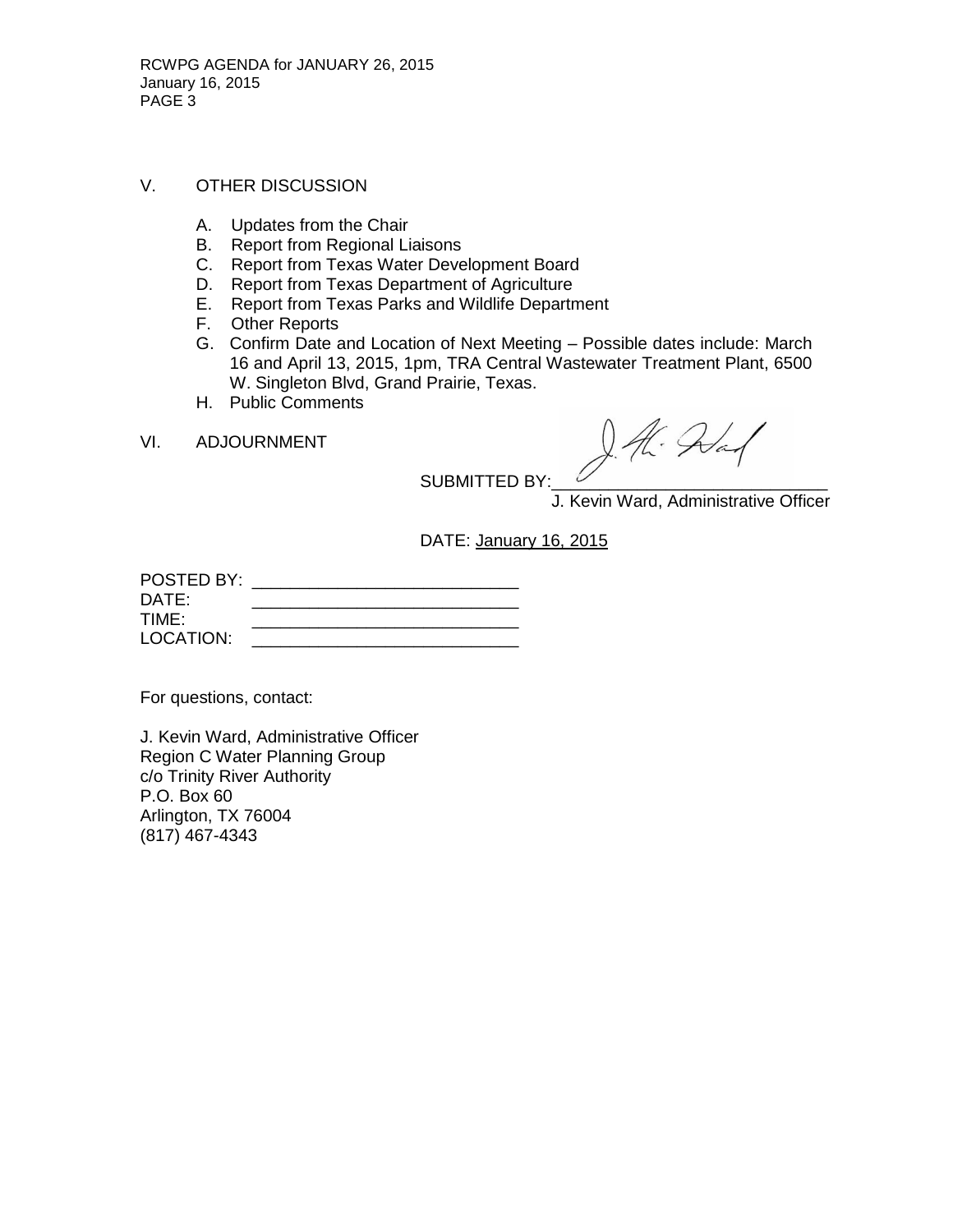## V. OTHER DISCUSSION

A. Updates from the Chair
B. Report from Regional Liaisons
C. Report from Texas Water Development Board
D. Report from Texas Department of Agriculture
E. Report from Texas Parks and Wildlife Department
F. Other Reports
G. Confirm Date and Location of Next Meeting – Possible dates include: March 16 and April 13, 2015, 1pm, TRA Central Wastewater Treatment Plant, 6500 W. Singleton Blvd, Grand Prairie, Texas.
H. Public Comments

## VI. ADJOURNMENT

SUBMITTED BY: ____________________________
J. Kevin Ward, Administrative Officer

DATE: January 16, 2015

POSTED BY: ____________________________
DATE: ____________________________
TIME: ____________________________
LOCATION: ____________________________

For questions, contact:

J. Kevin Ward, Administrative Officer
Region C Water Planning Group
c/o Trinity River Authority
P.O. Box 60
Arlington, TX 76004
(817) 467-4343